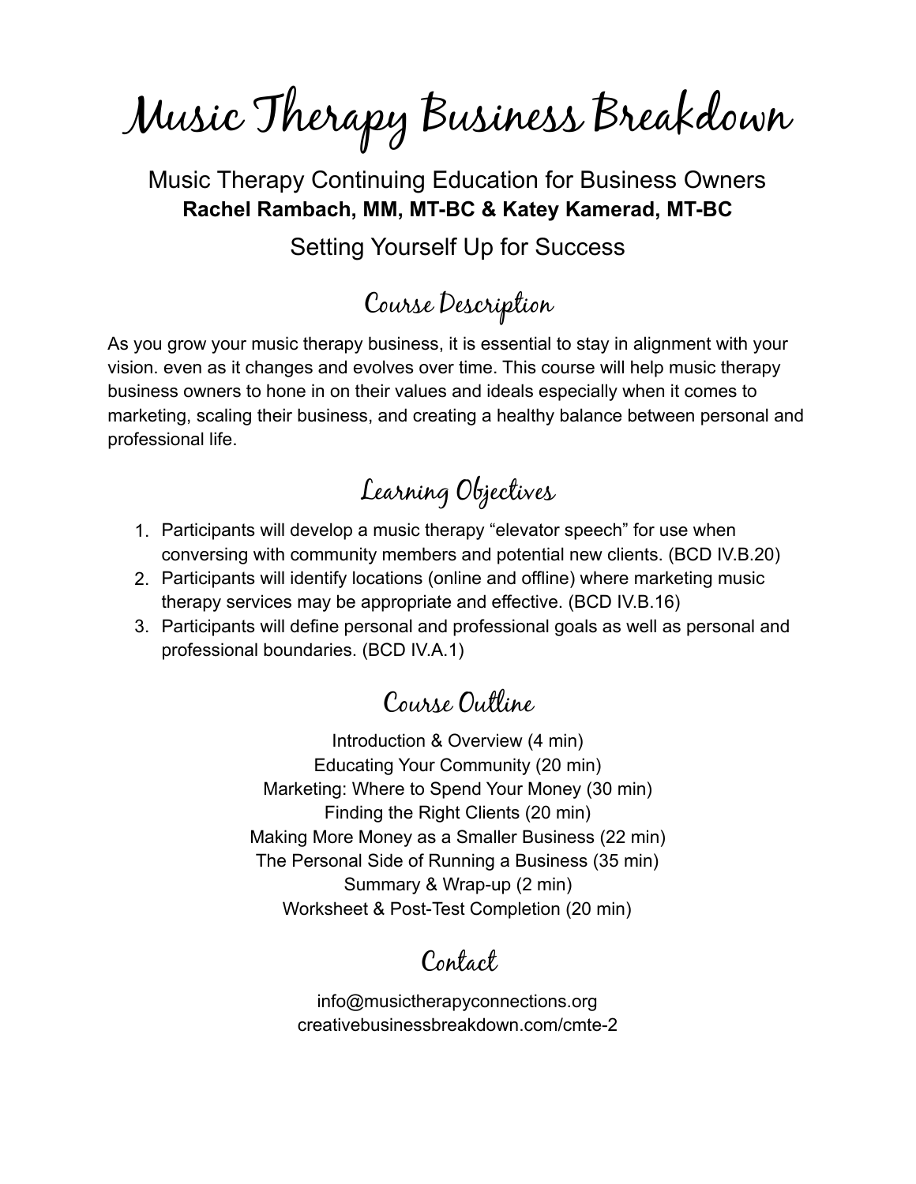# Music Therapy Business Breakdown

Music Therapy Continuing Education for Business Owners

**Rachel Rambach, MM, MT-BC & Katey Kamerad, MT-BC**

Setting Yourself Up for Success

## Course Description

As you grow your music therapy business, it is essential to stay in alignment with your vision. even as it changes and evolves over time. This course will help music therapy business owners to hone in on their values and ideals especially when it comes to marketing, scaling their business, and creating a healthy balance between personal and professional life.

## Learning Objectives

1. Participants will develop a music therapy "elevator speech" for use when conversing with community members and potential new clients. (BCD IV.B.20)
2. Participants will identify locations (online and offline) where marketing music therapy services may be appropriate and effective. (BCD IV.B.16)
3. Participants will define personal and professional goals as well as personal and professional boundaries. (BCD IV.A.1)

## Course Outline

Introduction & Overview (4 min)
Educating Your Community (20 min)
Marketing: Where to Spend Your Money (30 min)
Finding the Right Clients (20 min)
Making More Money as a Smaller Business (22 min)
The Personal Side of Running a Business (35 min)
Summary & Wrap-up (2 min)
Worksheet & Post-Test Completion (20 min)

## Contact

info@musictherapyconnections.org
creativebusinessbreakdown.com/cmte-2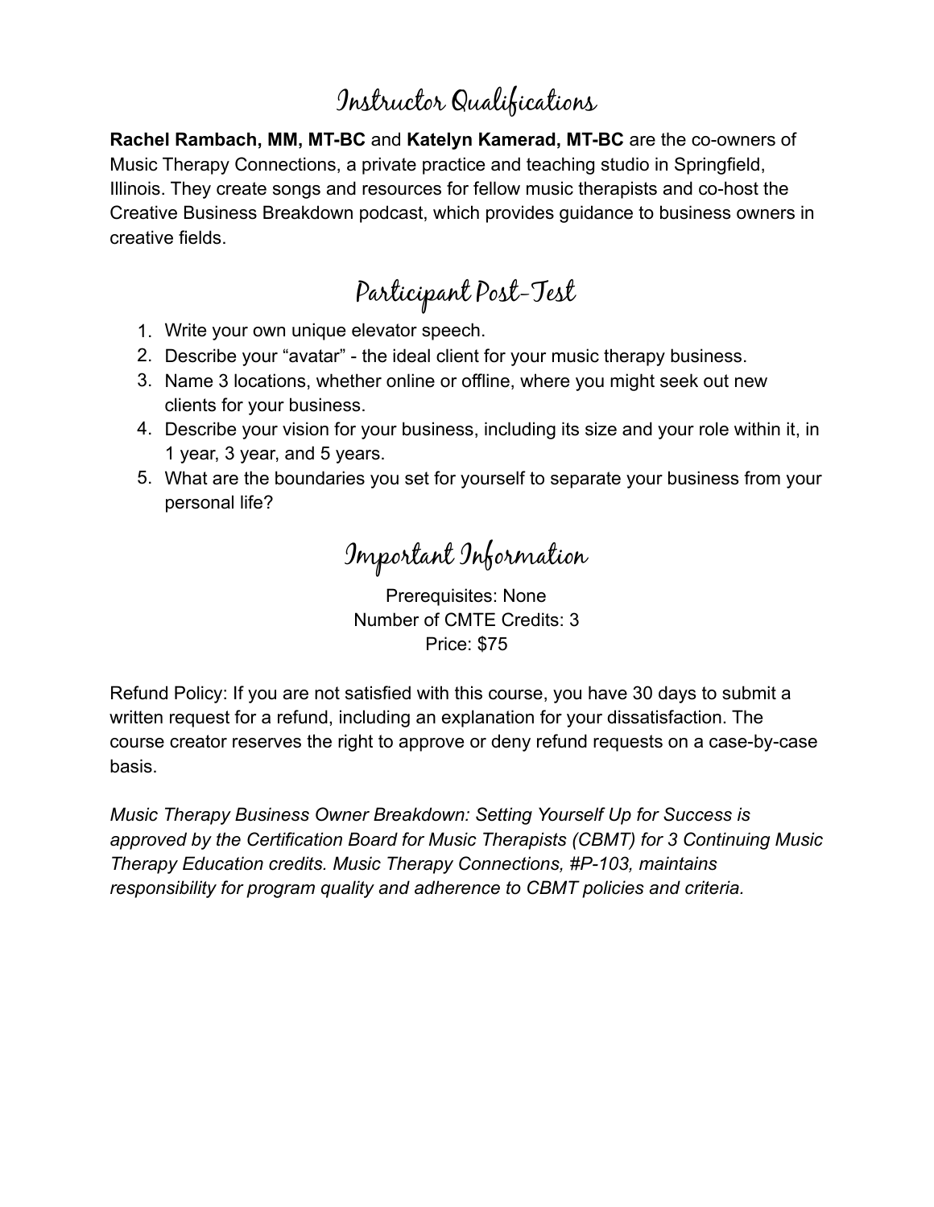## Instructor Qualifications

**Rachel Rambach, MM, MT-BC** and **Katelyn Kamerad, MT-BC** are the co-owners of Music Therapy Connections, a private practice and teaching studio in Springfield, Illinois. They create songs and resources for fellow music therapists and co-host the Creative Business Breakdown podcast, which provides guidance to business owners in creative fields.

## Participant Post-Test

1. Write your own unique elevator speech.
2. Describe your "avatar" - the ideal client for your music therapy business.
3. Name 3 locations, whether online or offline, where you might seek out new clients for your business.
4. Describe your vision for your business, including its size and your role within it, in 1 year, 3 year, and 5 years.
5. What are the boundaries you set for yourself to separate your business from your personal life?

## Important Information

Prerequisites: None
Number of CMTE Credits: 3
Price: $75

Refund Policy: If you are not satisfied with this course, you have 30 days to submit a written request for a refund, including an explanation for your dissatisfaction. The course creator reserves the right to approve or deny refund requests on a case-by-case basis.

*Music Therapy Business Owner Breakdown: Setting Yourself Up for Success is approved by the Certification Board for Music Therapists (CBMT) for 3 Continuing Music Therapy Education credits. Music Therapy Connections, #P-103, maintains responsibility for program quality and adherence to CBMT policies and criteria.*